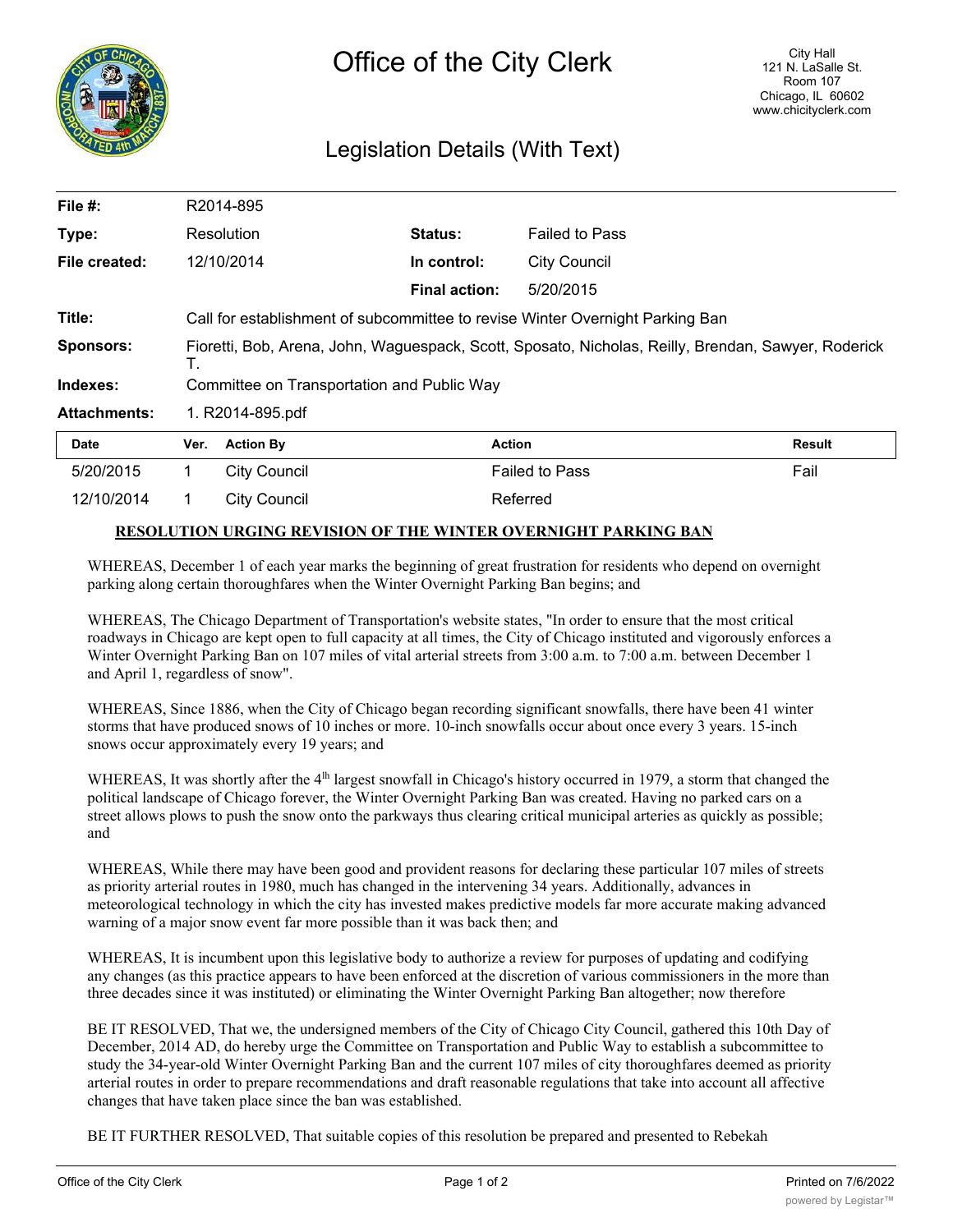# Office of the City Clerk

City Hall
121 N. LaSalle St.
Room 107
Chicago, IL 60602
www.chicityclerk.com

## Legislation Details (With Text)

| | | | |
|---|---|---|---|
| **File #:** | R2014-895 | | |
| **Type:** | Resolution | **Status:** | Failed to Pass |
| **File created:** | 12/10/2014 | **In control:** | City Council |
| | | **Final action:** | 5/20/2015 |
| **Title:** | Call for establishment of subcommittee to revise Winter Overnight Parking Ban | | |
| **Sponsors:** | Fioretti, Bob, Arena, John, Waguespack, Scott, Sposato, Nicholas, Reilly, Brendan, Sawyer, Roderick T. | | |
| **Indexes:** | Committee on Transportation and Public Way | | |
| **Attachments:** | 1. R2014-895.pdf | | |

| Date | Ver. | Action By | Action | Result |
|---|---|---|---|---|
| 5/20/2015 | 1 | City Council | Failed to Pass | Fail |
| 12/10/2014 | 1 | City Council | Referred | |

**RESOLUTION URGING REVISION OF THE WINTER OVERNIGHT PARKING BAN**

WHEREAS, December 1 of each year marks the beginning of great frustration for residents who depend on overnight parking along certain thoroughfares when the Winter Overnight Parking Ban begins; and

WHEREAS, The Chicago Department of Transportation's website states, "In order to ensure that the most critical roadways in Chicago are kept open to full capacity at all times, the City of Chicago instituted and vigorously enforces a Winter Overnight Parking Ban on 107 miles of vital arterial streets from 3:00 a.m. to 7:00 a.m. between December 1 and April 1, regardless of snow".

WHEREAS, Since 1886, when the City of Chicago began recording significant snowfalls, there have been 41 winter storms that have produced snows of 10 inches or more. 10-inch snowfalls occur about once every 3 years. 15-inch snows occur approximately every 19 years; and

WHEREAS, It was shortly after the 4th largest snowfall in Chicago's history occurred in 1979, a storm that changed the political landscape of Chicago forever, the Winter Overnight Parking Ban was created. Having no parked cars on a street allows plows to push the snow onto the parkways thus clearing critical municipal arteries as quickly as possible; and

WHEREAS, While there may have been good and provident reasons for declaring these particular 107 miles of streets as priority arterial routes in 1980, much has changed in the intervening 34 years. Additionally, advances in meteorological technology in which the city has invested makes predictive models far more accurate making advanced warning of a major snow event far more possible than it was back then; and

WHEREAS, It is incumbent upon this legislative body to authorize a review for purposes of updating and codifying any changes (as this practice appears to have been enforced at the discretion of various commissioners in the more than three decades since it was instituted) or eliminating the Winter Overnight Parking Ban altogether; now therefore

BE IT RESOLVED, That we, the undersigned members of the City of Chicago City Council, gathered this 10th Day of December, 2014 AD, do hereby urge the Committee on Transportation and Public Way to establish a subcommittee to study the 34-year-old Winter Overnight Parking Ban and the current 107 miles of city thoroughfares deemed as priority arterial routes in order to prepare recommendations and draft reasonable regulations that take into account all affective changes that have taken place since the ban was established.

BE IT FURTHER RESOLVED, That suitable copies of this resolution be prepared and presented to Rebekah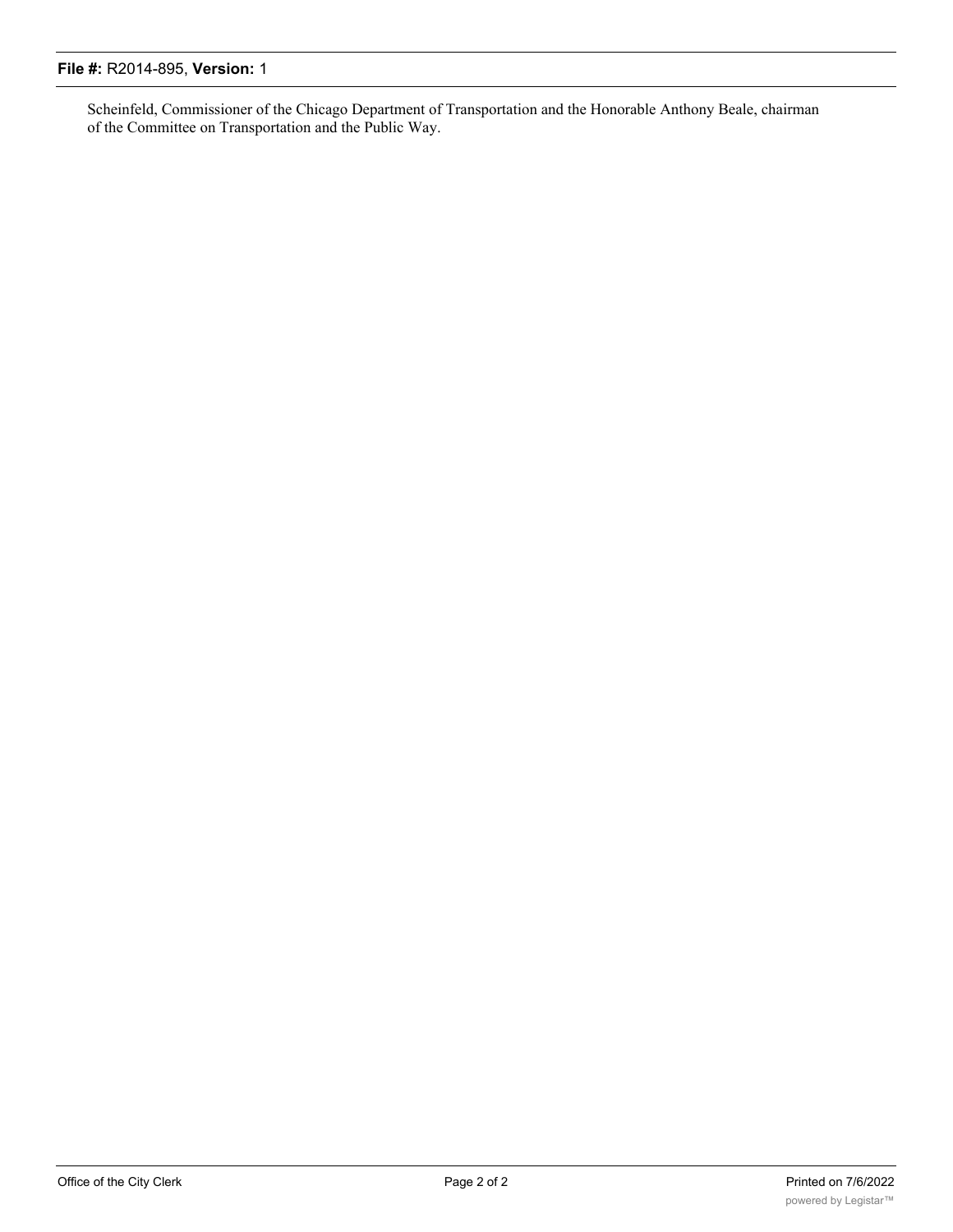Scheinfeld, Commissioner of the Chicago Department of Transportation and the Honorable Anthony Beale, chairman of the Committee on Transportation and the Public Way.